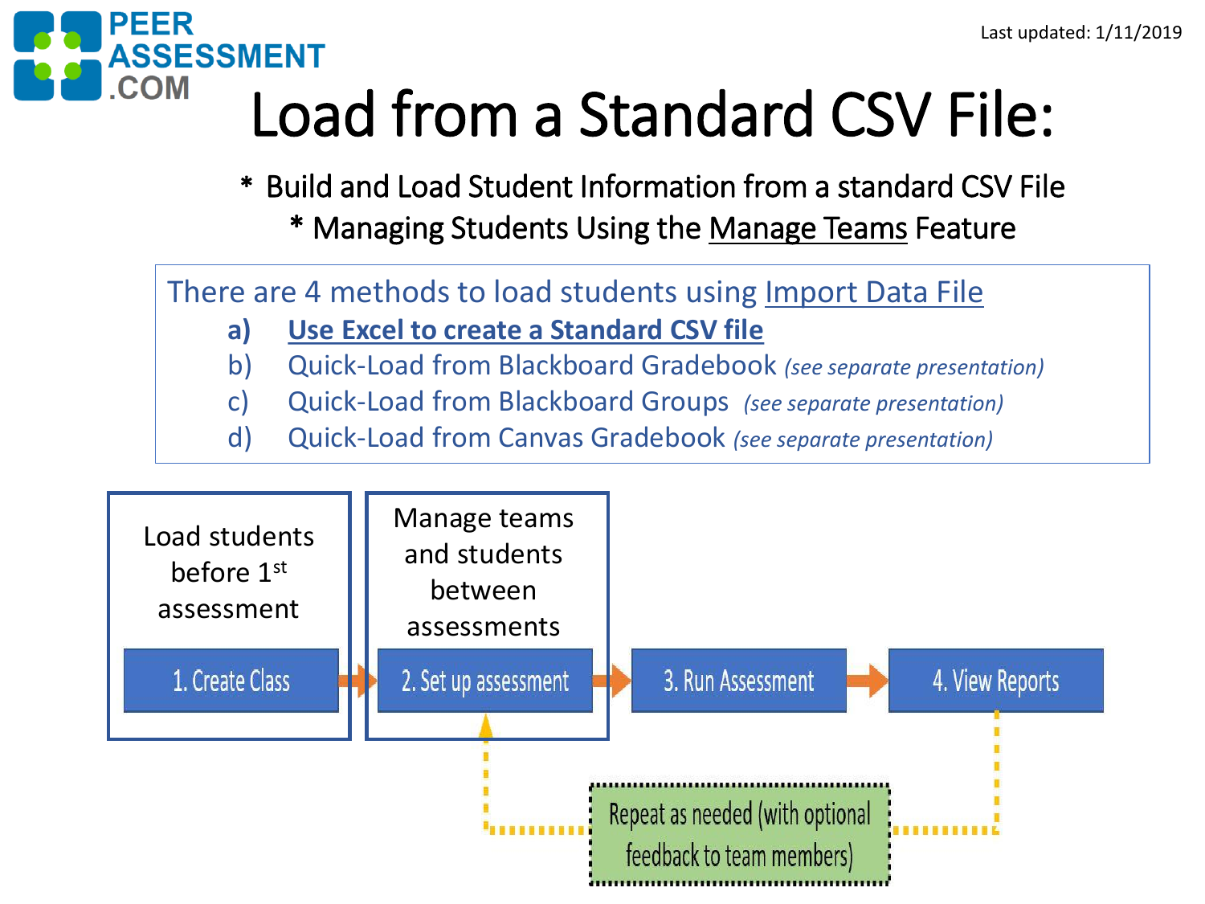PEER ASSESSMENT .COM

Last updated: 1/11/2019

# Load from a Standard CSV File:

* Build and Load Student Information from a standard CSV File
* Managing Students Using the Manage Teams Feature

There are 4 methods to load students using Import Data File

a) **Use Excel to create a Standard CSV file**
b) Quick-Load from Blackboard Gradebook *(see separate presentation)*
c) Quick-Load from Blackboard Groups *(see separate presentation)*
d) Quick-Load from Canvas Gradebook *(see separate presentation)*

Load students before 1st assessment

Manage teams and students between assessments

1. Create Class → 2. Set up assessment → 3. Run Assessment → 4. View Reports

Repeat as needed (with optional feedback to team members)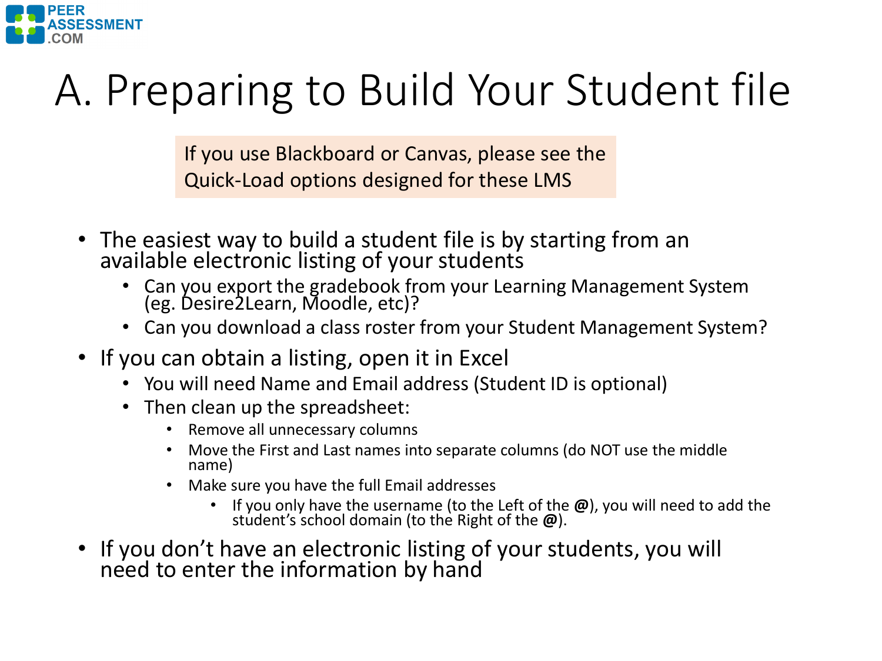# A. Preparing to Build Your Student file

If you use Blackboard or Canvas, please see the Quick-Load options designed for these LMS

- The easiest way to build a student file is by starting from an available electronic listing of your students
  - Can you export the gradebook from your Learning Management System (eg. Desire2Learn, Moodle, etc)?
  - Can you download a class roster from your Student Management System?
- If you can obtain a listing, open it in Excel
  - You will need Name and Email address (Student ID is optional)
  - Then clean up the spreadsheet:
    - Remove all unnecessary columns
    - Move the First and Last names into separate columns (do NOT use the middle name)
    - Make sure you have the full Email addresses
      - If you only have the username (to the Left of the **@**), you will need to add the student's school domain (to the Right of the **@**).
- If you don't have an electronic listing of your students, you will need to enter the information by hand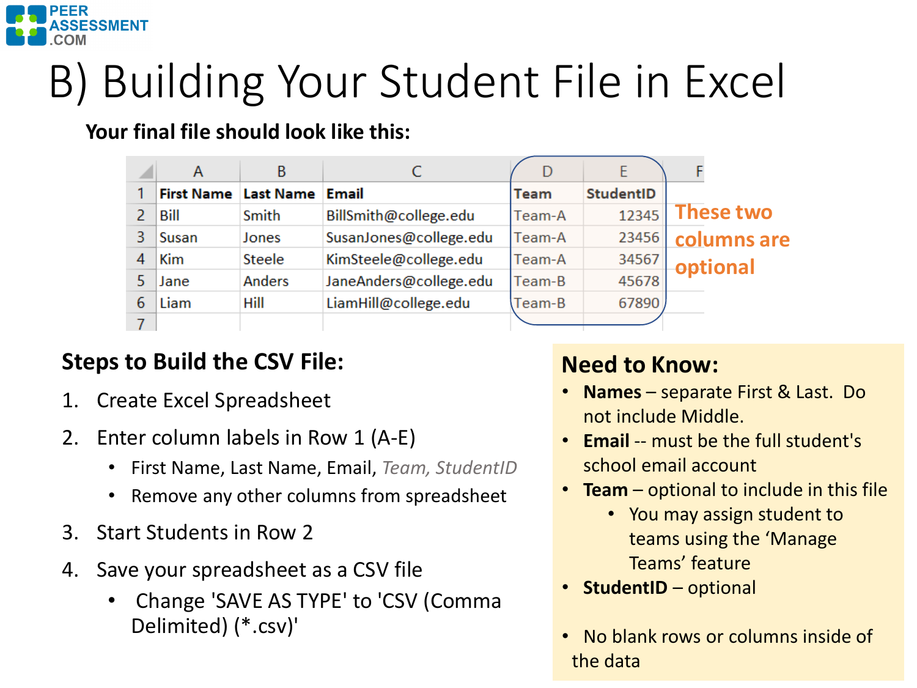# B) Building Your Student File in Excel

**Your final file should look like this:**

| | A | B | C | D | E | F |
|---|---|---|---|---|---|---|
| 1 | **First Name** | **Last Name** | **Email** | **Team** | **StudentID** | |
| 2 | Bill | Smith | BillSmith@college.edu | Team-A | 12345 | |
| 3 | Susan | Jones | SusanJones@college.edu | Team-A | 23456 | |
| 4 | Kim | Steele | KimSteele@college.edu | Team-A | 34567 | |
| 5 | Jane | Anders | JaneAnders@college.edu | Team-B | 45678 | |
| 6 | Liam | Hill | LiamHill@college.edu | Team-B | 67890 | |
| 7 | | | | | | |

These two columns are optional

## Steps to Build the CSV File:

1. Create Excel Spreadsheet
2. Enter column labels in Row 1 (A-E)
   - First Name, Last Name, Email, *Team, StudentID*
   - Remove any other columns from spreadsheet
3. Start Students in Row 2
4. Save your spreadsheet as a CSV file
   - Change 'SAVE AS TYPE' to 'CSV (Comma Delimited) (*.csv)'

## Need to Know:

- **Names** – separate First & Last. Do not include Middle.
- **Email** -- must be the full student's school email account
- **Team** – optional to include in this file
  - You may assign student to teams using the 'Manage Teams' feature
- **StudentID** – optional

- No blank rows or columns inside of the data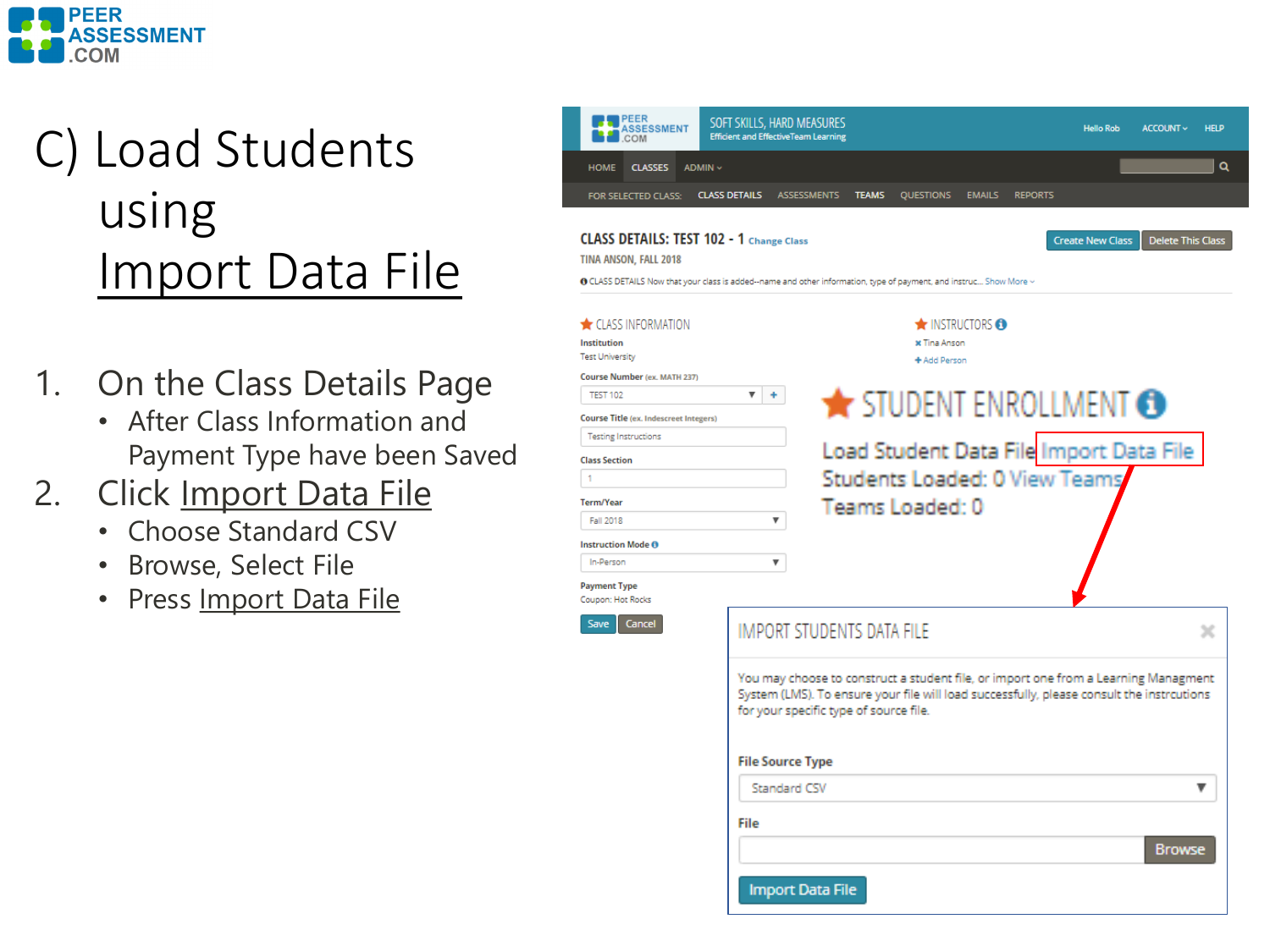# C) Load Students using Import Data File

1. On the Class Details Page
   - After Class Information and Payment Type have been Saved
2. Click Import Data File
   - Choose Standard CSV
   - Browse, Select File
   - Press Import Data File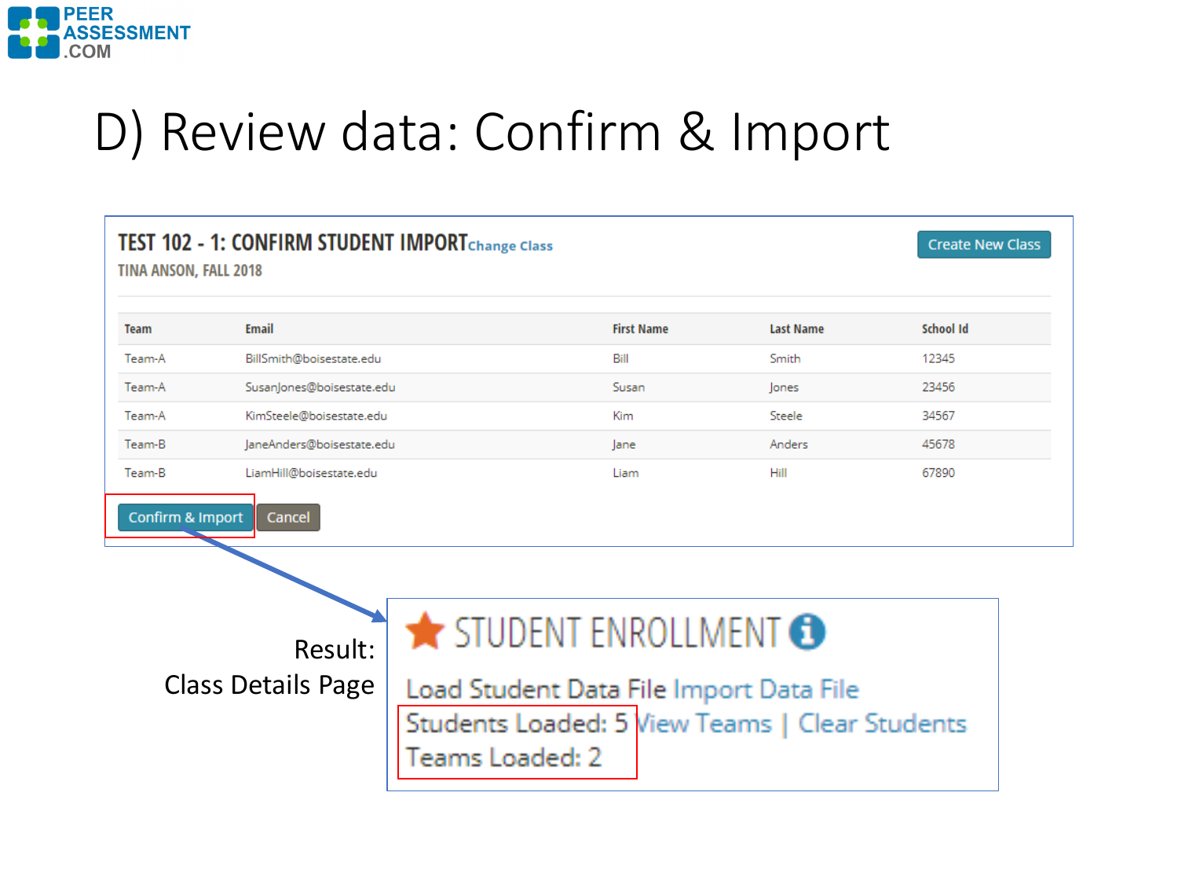# D) Review data: Confirm & Import

## TEST 102 - 1: CONFIRM STUDENT IMPORT Change Class

TINA ANSON, FALL 2018

Create New Class

| Team | Email | First Name | Last Name | School Id |
|---|---|---|---|---|
| Team-A | BillSmith@boisestate.edu | Bill | Smith | 12345 |
| Team-A | SusanJones@boisestate.edu | Susan | Jones | 23456 |
| Team-A | KimSteele@boisestate.edu | Kim | Steele | 34567 |
| Team-B | JaneAnders@boisestate.edu | Jane | Anders | 45678 |
| Team-B | LiamHill@boisestate.edu | Liam | Hill | 67890 |

Confirm & Import | Cancel

Result:
Class Details Page

## STUDENT ENROLLMENT

Load Student Data File Import Data File

Students Loaded: 5 View Teams | Clear Students

Teams Loaded: 2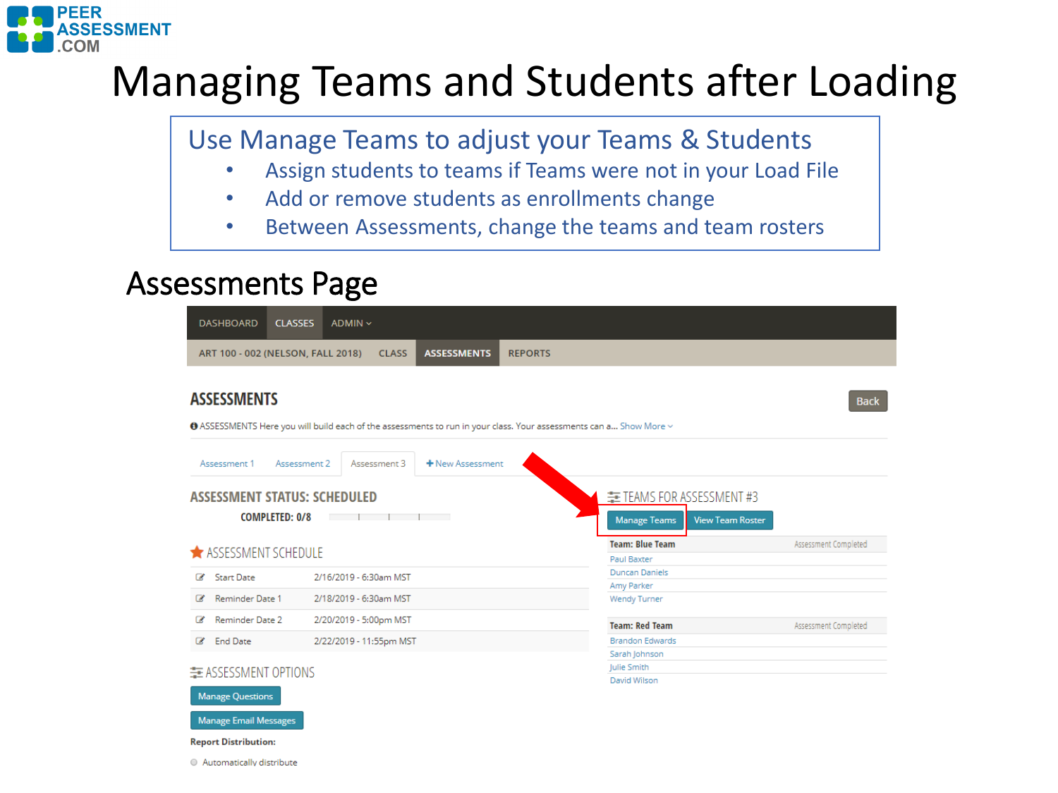# Managing Teams and Students after Loading

## Use Manage Teams to adjust your Teams & Students

- Assign students to teams if Teams were not in your Load File
- Add or remove students as enrollments change
- Between Assessments, change the teams and team rosters

## Assessments Page

DASHBOARD | CLASSES | ADMIN

ART 100 - 002 (NELSON, FALL 2018) | CLASS | ASSESSMENTS | REPORTS

### ASSESSMENTS

Back

ASSESSMENTS Here you will build each of the assessments to run in your class. Your assessments can a... Show More

Assessment 1 | Assessment 2 | Assessment 3 | + New Assessment

**ASSESSMENT STATUS: SCHEDULED**

COMPLETED: 0/8

**ASSESSMENT SCHEDULE**

| | |
|---|---|
| Start Date | 2/16/2019 - 6:30am MST |
| Reminder Date 1 | 2/18/2019 - 6:30am MST |
| Reminder Date 2 | 2/20/2019 - 5:00pm MST |
| End Date | 2/22/2019 - 11:55pm MST |

**ASSESSMENT OPTIONS**

Manage Questions

Manage Email Messages

**Report Distribution:**

Automatically distribute

**TEAMS FOR ASSESSMENT #3**

Manage Teams | View Team Roster

| Team: Blue Team | Assessment Completed |
|---|---|
| Paul Baxter | |
| Duncan Daniels | |
| Amy Parker | |
| Wendy Turner | |

| Team: Red Team | Assessment Completed |
|---|---|
| Brandon Edwards | |
| Sarah Johnson | |
| Julie Smith | |
| David Wilson | |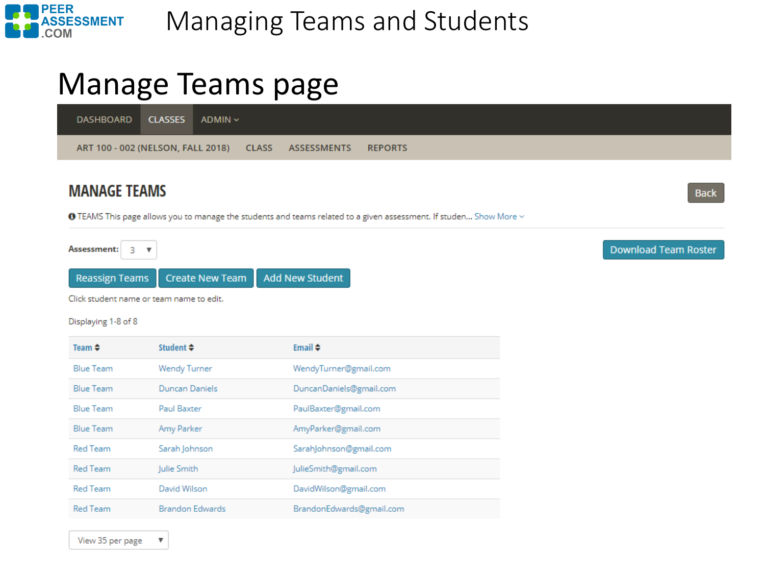# Managing Teams and Students

## Manage Teams page

DASHBOARD | CLASSES | ADMIN

ART 100 - 002 (NELSON, FALL 2018) | CLASS | ASSESSMENTS | REPORTS

### MANAGE TEAMS

Back

TEAMS This page allows you to manage the students and teams related to a given assessment. If studen... Show More

**Assessment:** 3

Download Team Roster

Reassign Teams | Create New Team | Add New Student

Click student name or team name to edit.

Displaying 1-8 of 8

| Team | Student | Email |
|---|---|---|
| Blue Team | Wendy Turner | WendyTurner@gmail.com |
| Blue Team | Duncan Daniels | DuncanDaniels@gmail.com |
| Blue Team | Paul Baxter | PaulBaxter@gmail.com |
| Blue Team | Amy Parker | AmyParker@gmail.com |
| Red Team | Sarah Johnson | SarahJohnson@gmail.com |
| Red Team | Julie Smith | JulieSmith@gmail.com |
| Red Team | David Wilson | DavidWilson@gmail.com |
| Red Team | Brandon Edwards | BrandonEdwards@gmail.com |

View 35 per page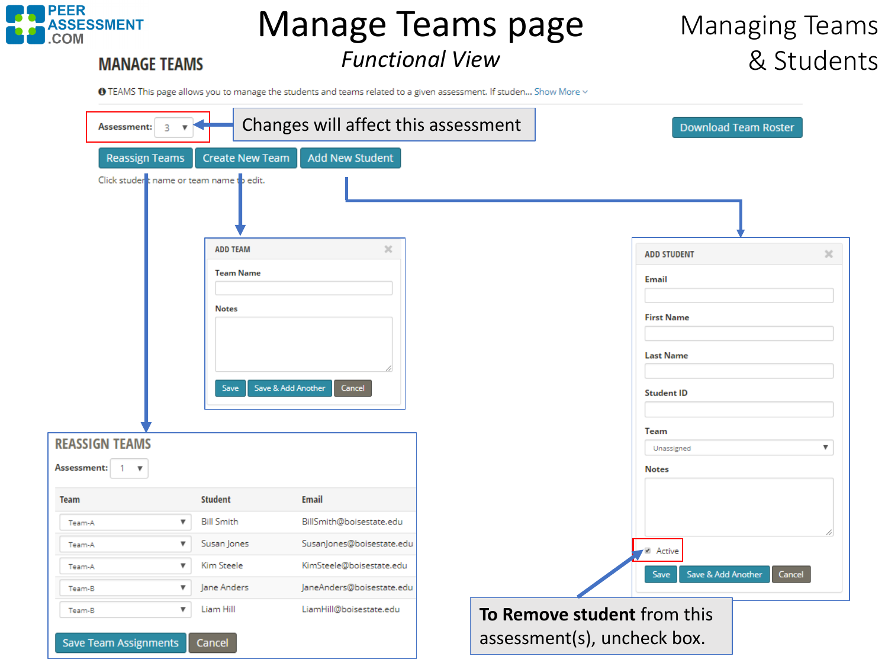# Manage Teams page

*Functional View*

Managing Teams & Students

PEER ASSESSMENT .COM

## MANAGE TEAMS

TEAMS This page allows you to manage the students and teams related to a given assessment. If studen... Show More

Assessment: 3

Changes will affect this assessment

Download Team Roster

Reassign Teams | Create New Team | Add New Student

Click student name or team name to edit.

### ADD TEAM

Team Name

Notes

Save | Save & Add Another | Cancel

### ADD STUDENT

Email

First Name

Last Name

Student ID

Team: Unassigned

Notes

Active

Save | Save & Add Another | Cancel

**To Remove student** from this assessment(s), uncheck box.

### REASSIGN TEAMS

Assessment: 1

| Team | Student | Email |
| --- | --- | --- |
| Team-A | Bill Smith | BillSmith@boisestate.edu |
| Team-A | Susan Jones | SusanJones@boisestate.edu |
| Team-A | Kim Steele | KimSteele@boisestate.edu |
| Team-B | Jane Anders | JaneAnders@boisestate.edu |
| Team-B | Liam Hill | LiamHill@boisestate.edu |

Save Team Assignments | Cancel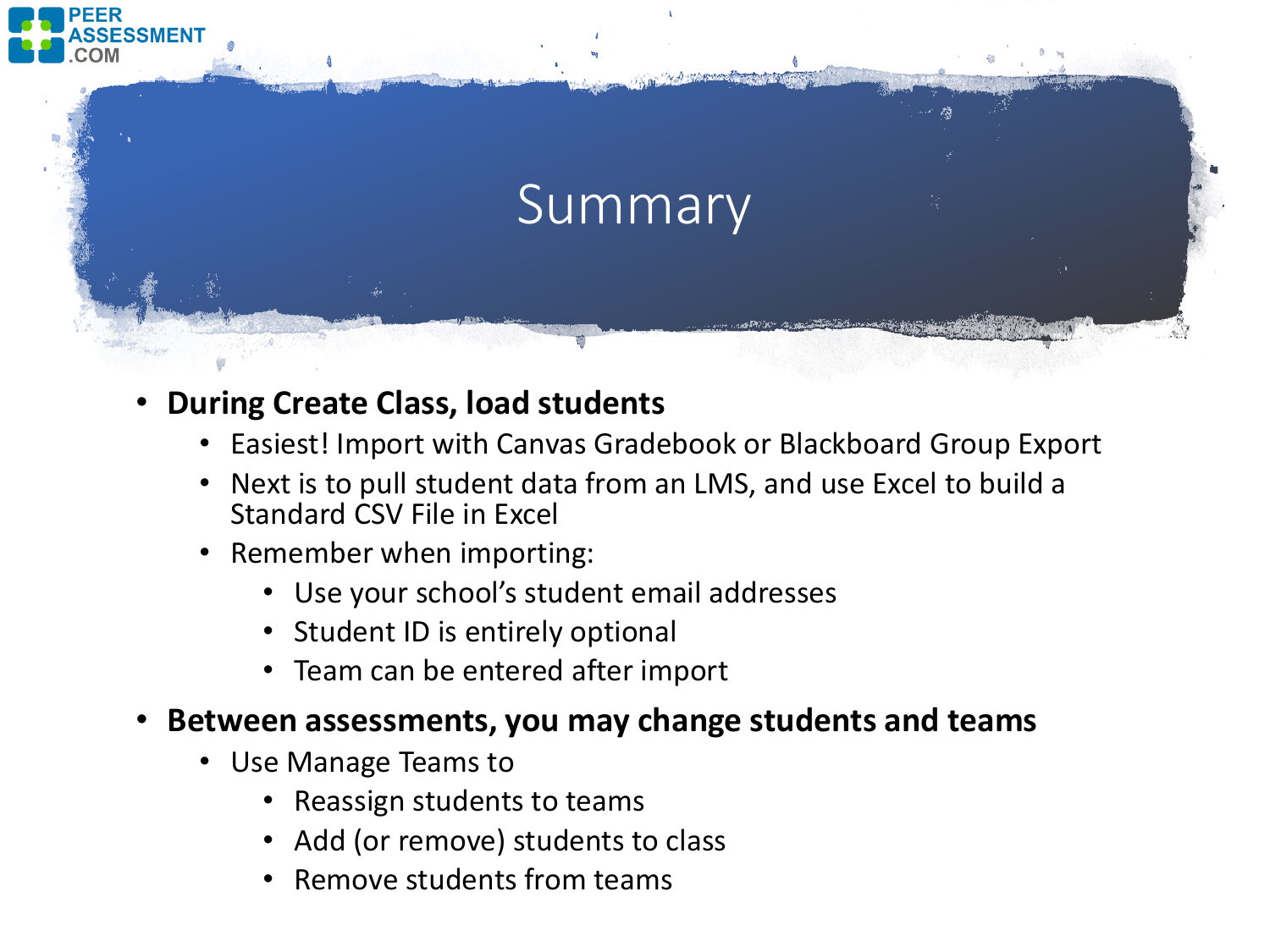# Summary

- **During Create Class, load students**
  - Easiest! Import with Canvas Gradebook or Blackboard Group Export
  - Next is to pull student data from an LMS, and use Excel to build a Standard CSV File in Excel
  - Remember when importing:
    - Use your school's student email addresses
    - Student ID is entirely optional
    - Team can be entered after import
- **Between assessments, you may change students and teams**
  - Use Manage Teams to
    - Reassign students to teams
    - Add (or remove) students to class
    - Remove students from teams